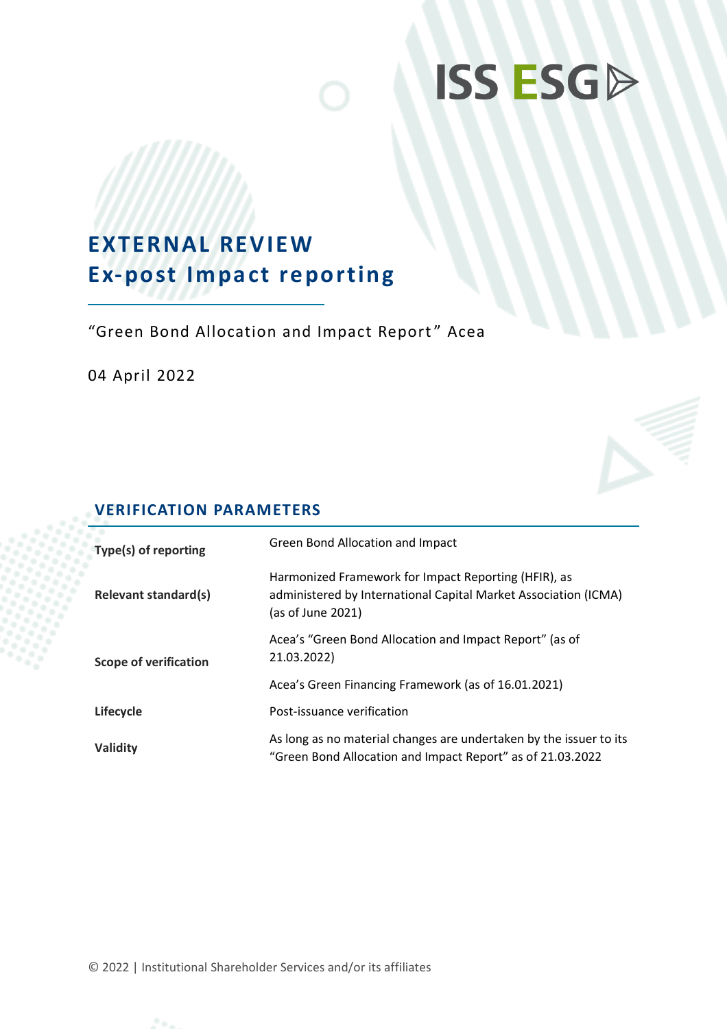ISS ESG

# EXTERNAL REVIEW
# Ex-post Impact reporting

"Green Bond Allocation and Impact Report" Acea

04 April 2022

## VERIFICATION PARAMETERS

| | |
|---|---|
| **Type(s) of reporting** | Green Bond Allocation and Impact |
| **Relevant standard(s)** | Harmonized Framework for Impact Reporting (HFIR), as administered by International Capital Market Association (ICMA) (as of June 2021) |
| **Scope of verification** | Acea's "Green Bond Allocation and Impact Report" (as of 21.03.2022)<br><br>Acea's Green Financing Framework (as of 16.01.2021) |
| **Lifecycle** | Post-issuance verification |
| **Validity** | As long as no material changes are undertaken by the issuer to its "Green Bond Allocation and Impact Report" as of 21.03.2022 |

© 2022 | Institutional Shareholder Services and/or its affiliates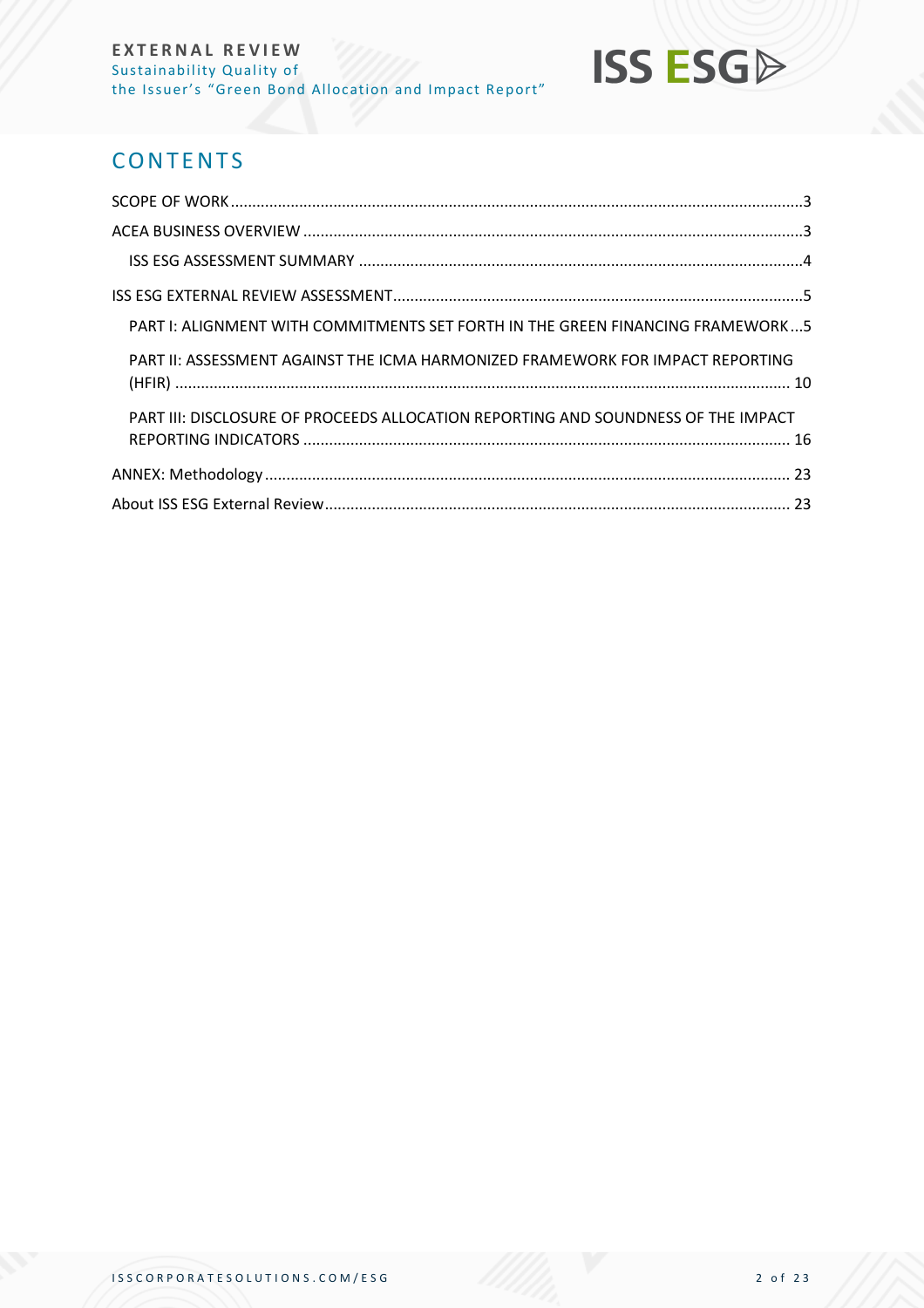## CONTENTS

- SCOPE OF WORK ... 3
- ACEA BUSINESS OVERVIEW ... 3
  - ISS ESG ASSESSMENT SUMMARY ... 4
- ISS ESG EXTERNAL REVIEW ASSESSMENT ... 5
  - PART I: ALIGNMENT WITH COMMITMENTS SET FORTH IN THE GREEN FINANCING FRAMEWORK ... 5
  - PART II: ASSESSMENT AGAINST THE ICMA HARMONIZED FRAMEWORK FOR IMPACT REPORTING (HFIR) ... 10
  - PART III: DISCLOSURE OF PROCEEDS ALLOCATION REPORTING AND SOUNDNESS OF THE IMPACT REPORTING INDICATORS ... 16
- ANNEX: Methodology ... 23
- About ISS ESG External Review ... 23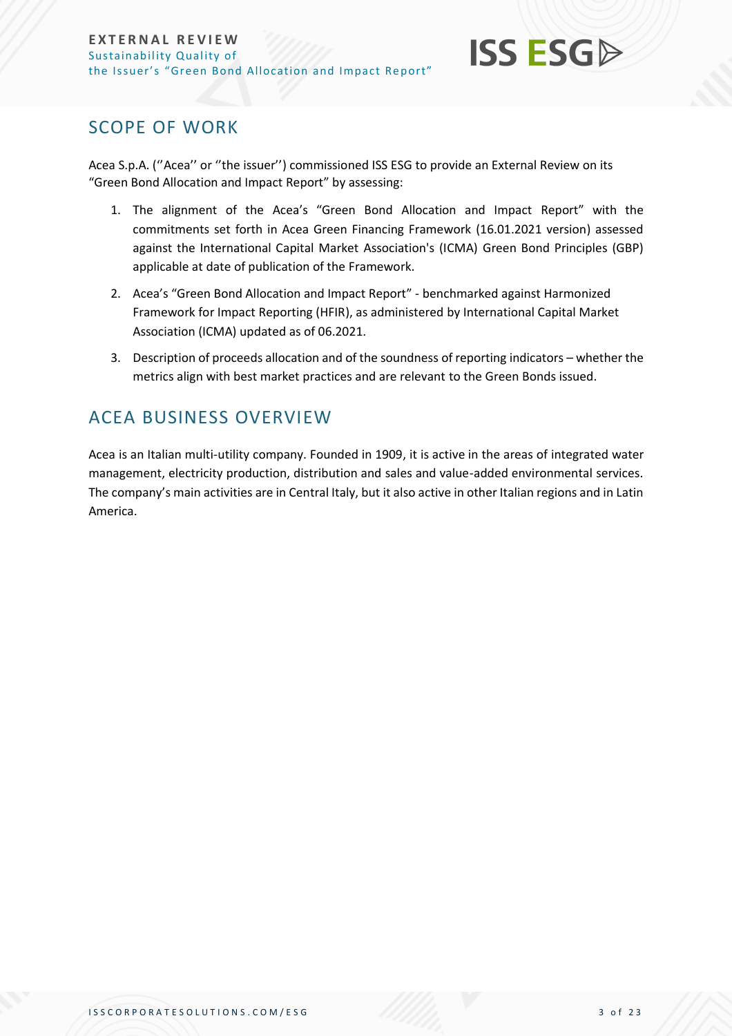## SCOPE OF WORK

Acea S.p.A. (''Acea'' or ''the issuer'') commissioned ISS ESG to provide an External Review on its "Green Bond Allocation and Impact Report" by assessing:

1. The alignment of the Acea's "Green Bond Allocation and Impact Report" with the commitments set forth in Acea Green Financing Framework (16.01.2021 version) assessed against the International Capital Market Association's (ICMA) Green Bond Principles (GBP) applicable at date of publication of the Framework.
2. Acea's "Green Bond Allocation and Impact Report" - benchmarked against Harmonized Framework for Impact Reporting (HFIR), as administered by International Capital Market Association (ICMA) updated as of 06.2021.
3. Description of proceeds allocation and of the soundness of reporting indicators – whether the metrics align with best market practices and are relevant to the Green Bonds issued.

## ACEA BUSINESS OVERVIEW

Acea is an Italian multi-utility company. Founded in 1909, it is active in the areas of integrated water management, electricity production, distribution and sales and value-added environmental services. The company's main activities are in Central Italy, but it also active in other Italian regions and in Latin America.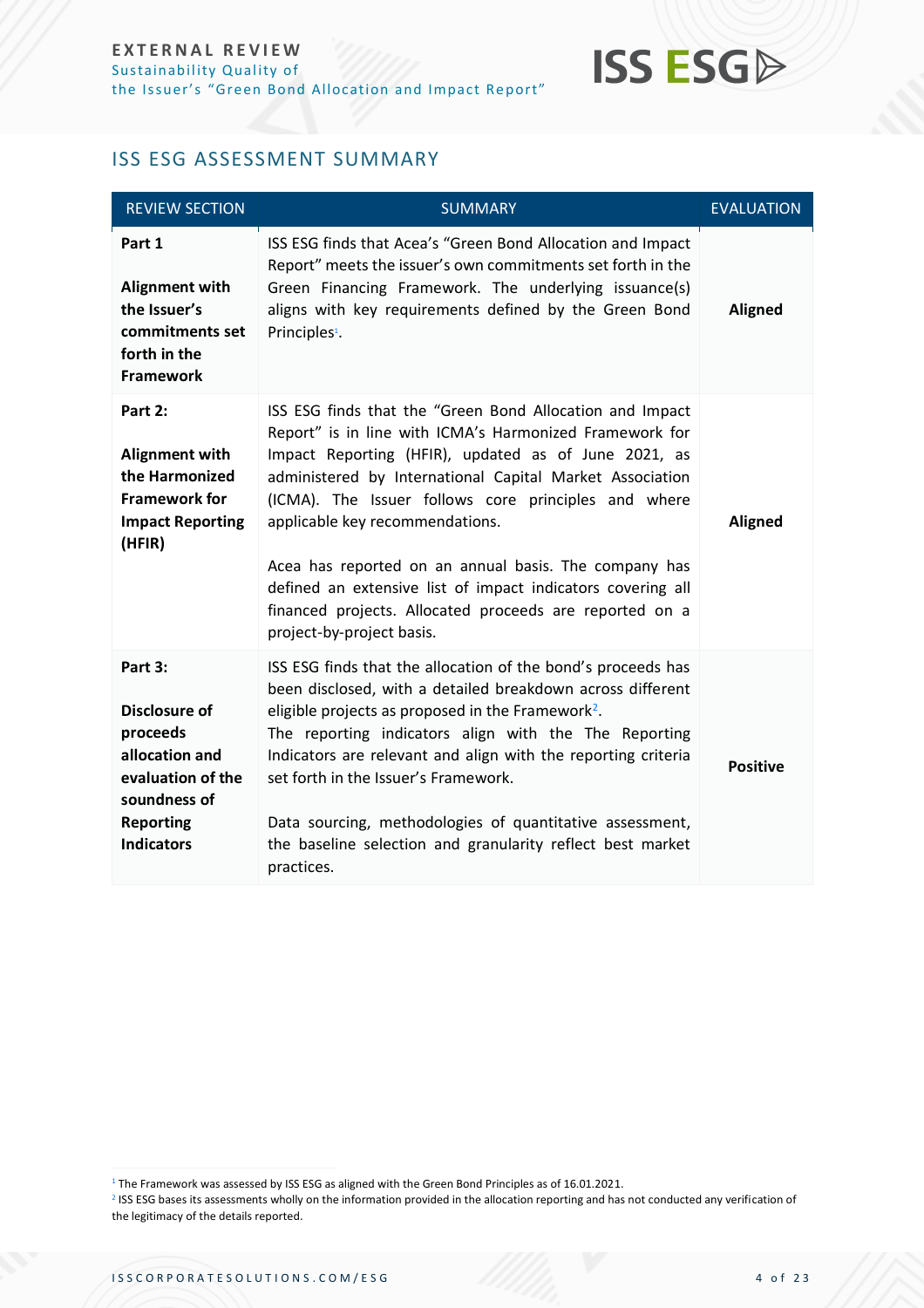## ISS ESG ASSESSMENT SUMMARY

| REVIEW SECTION | SUMMARY | EVALUATION |
|---|---|---|
| **Part 1**<br><br>**Alignment with the Issuer's commitments set forth in the Framework** | ISS ESG finds that Acea's "Green Bond Allocation and Impact Report" meets the issuer's own commitments set forth in the Green Financing Framework. The underlying issuance(s) aligns with key requirements defined by the Green Bond Principles[1]. | **Aligned** |
| **Part 2:**<br><br>**Alignment with the Harmonized Framework for Impact Reporting (HFIR)** | ISS ESG finds that the "Green Bond Allocation and Impact Report" is in line with ICMA's Harmonized Framework for Impact Reporting (HFIR), updated as of June 2021, as administered by International Capital Market Association (ICMA). The Issuer follows core principles and where applicable key recommendations.<br><br>Acea has reported on an annual basis. The company has defined an extensive list of impact indicators covering all financed projects. Allocated proceeds are reported on a project-by-project basis. | **Aligned** |
| **Part 3:**<br><br>**Disclosure of proceeds allocation and evaluation of the soundness of Reporting Indicators** | ISS ESG finds that the allocation of the bond's proceeds has been disclosed, with a detailed breakdown across different eligible projects as proposed in the Framework[2].<br>The reporting indicators align with the The Reporting Indicators are relevant and align with the reporting criteria set forth in the Issuer's Framework.<br><br>Data sourcing, methodologies of quantitative assessment, the baseline selection and granularity reflect best market practices. | **Positive** |

[1] The Framework was assessed by ISS ESG as aligned with the Green Bond Principles as of 16.01.2021.

[2] ISS ESG bases its assessments wholly on the information provided in the allocation reporting and has not conducted any verification of the legitimacy of the details reported.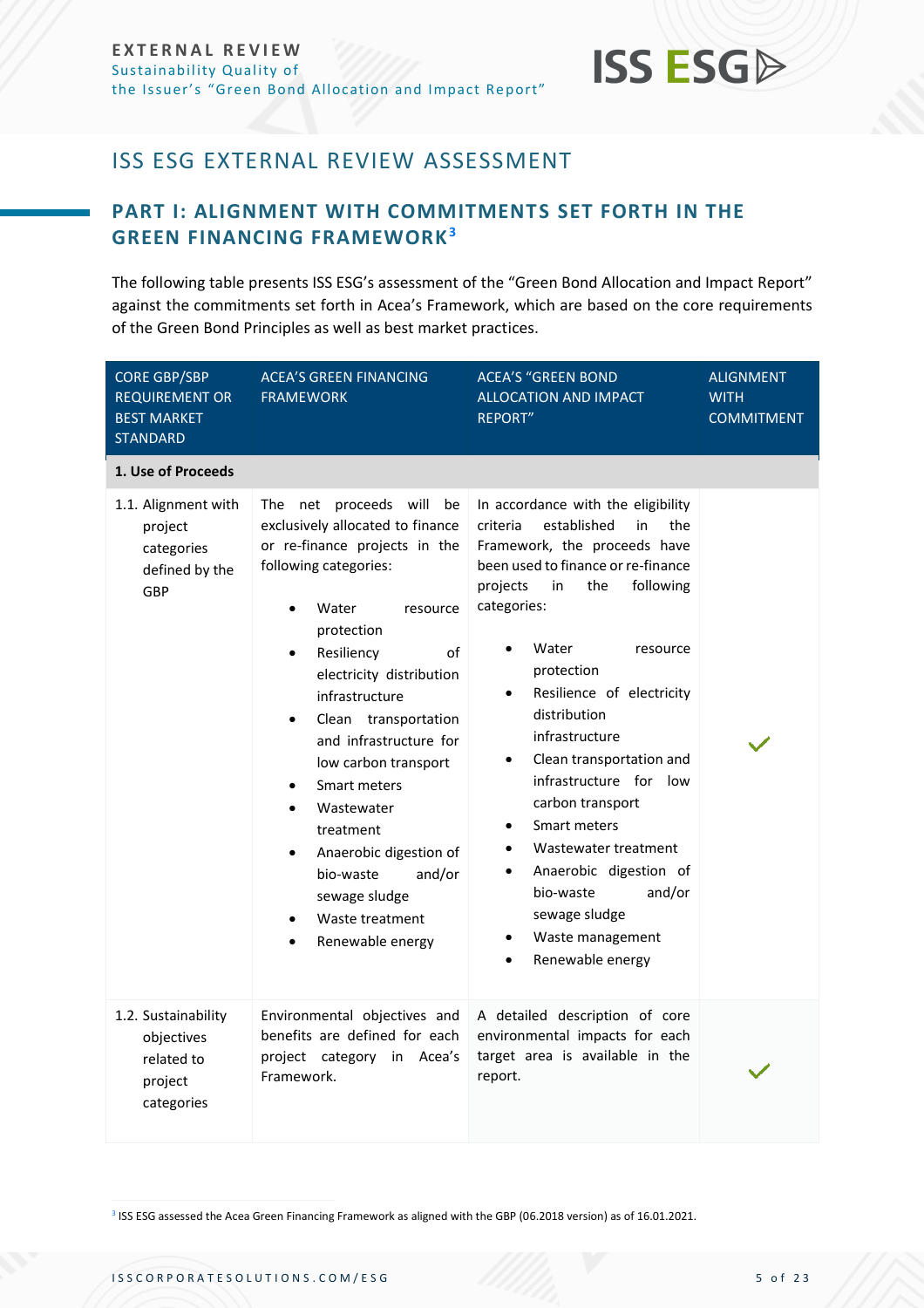## ISS ESG EXTERNAL REVIEW ASSESSMENT

### PART I: ALIGNMENT WITH COMMITMENTS SET FORTH IN THE GREEN FINANCING FRAMEWORK[3]

The following table presents ISS ESG's assessment of the "Green Bond Allocation and Impact Report" against the commitments set forth in Acea's Framework, which are based on the core requirements of the Green Bond Principles as well as best market practices.

| CORE GBP/SBP REQUIREMENT OR BEST MARKET STANDARD | ACEA'S GREEN FINANCING FRAMEWORK | ACEA'S "GREEN BOND ALLOCATION AND IMPACT REPORT" | ALIGNMENT WITH COMMITMENT |
|---|---|---|---|
| **1. Use of Proceeds** | | | |
| 1.1. Alignment with project categories defined by the GBP | The net proceeds will be exclusively allocated to finance or re-finance projects in the following categories:<br>• Water resource protection<br>• Resiliency of electricity distribution infrastructure<br>• Clean transportation and infrastructure for low carbon transport<br>• Smart meters<br>• Wastewater treatment<br>• Anaerobic digestion of bio-waste and/or sewage sludge<br>• Waste treatment<br>• Renewable energy | In accordance with the eligibility criteria established in the Framework, the proceeds have been used to finance or re-finance projects in the following categories:<br>• Water resource protection<br>• Resilience of electricity distribution infrastructure<br>• Clean transportation and infrastructure for low carbon transport<br>• Smart meters<br>• Wastewater treatment<br>• Anaerobic digestion of bio-waste and/or sewage sludge<br>• Waste management<br>• Renewable energy | ✓ |
| 1.2. Sustainability objectives related to project categories | Environmental objectives and benefits are defined for each project category in Acea's Framework. | A detailed description of core environmental impacts for each target area is available in the report. | ✓ |

[3] ISS ESG assessed the Acea Green Financing Framework as aligned with the GBP (06.2018 version) as of 16.01.2021.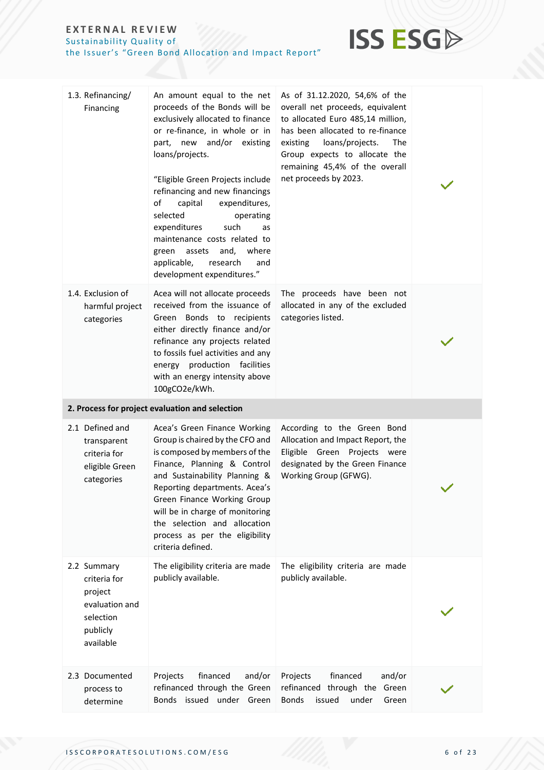| | | | |
|---|---|---|---|
| 1.3. Refinancing/ Financing | An amount equal to the net proceeds of the Bonds will be exclusively allocated to finance or re-finance, in whole or in part, new and/or existing loans/projects.<br><br>"Eligible Green Projects include refinancing and new financings of capital expenditures, selected operating expenditures such as maintenance costs related to green assets and, where applicable, research and development expenditures." | As of 31.12.2020, 54,6% of the overall net proceeds, equivalent to allocated Euro 485,14 million, has been allocated to re-finance existing loans/projects. The Group expects to allocate the remaining 45,4% of the overall net proceeds by 2023. | ✓ |
| 1.4. Exclusion of harmful project categories | Acea will not allocate proceeds received from the issuance of Green Bonds to recipients either directly finance and/or refinance any projects related to fossils fuel activities and any energy production facilities with an energy intensity above 100gCO2e/kWh. | The proceeds have been not allocated in any of the excluded categories listed. | ✓ |
| **2. Process for project evaluation and selection** | | | |
| 2.1 Defined and transparent criteria for eligible Green categories | Acea's Green Finance Working Group is chaired by the CFO and is composed by members of the Finance, Planning & Control and Sustainability Planning & Reporting departments. Acea's Green Finance Working Group will be in charge of monitoring the selection and allocation process as per the eligibility criteria defined. | According to the Green Bond Allocation and Impact Report, the Eligible Green Projects were designated by the Green Finance Working Group (GFWG). | ✓ |
| 2.2 Summary criteria for project evaluation and selection publicly available | The eligibility criteria are made publicly available. | The eligibility criteria are made publicly available. | ✓ |
| 2.3 Documented process to determine | Projects financed and/or refinanced through the Green Bonds issued under Green | Projects financed and/or refinanced through the Green Bonds issued under Green | ✓ |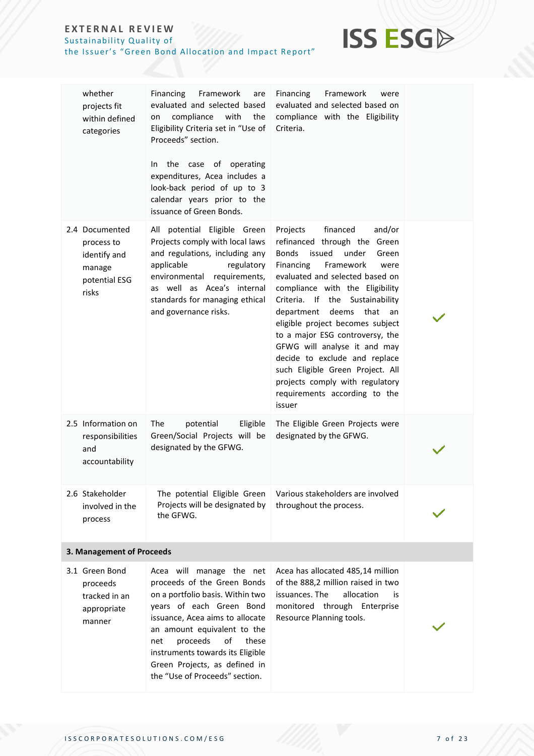| | | | |
|---|---|---|---|
| whether projects fit within defined categories | Financing Framework are evaluated and selected based on compliance with the Eligibility Criteria set in "Use of Proceeds" section.<br><br>In the case of operating expenditures, Acea includes a look-back period of up to 3 calendar years prior to the issuance of Green Bonds. | Financing Framework were evaluated and selected based on compliance with the Eligibility Criteria. | |
| 2.4 Documented process to identify and manage potential ESG risks | All potential Eligible Green Projects comply with local laws and regulations, including any applicable regulatory environmental requirements, as well as Acea's internal standards for managing ethical and governance risks. | Projects financed and/or refinanced through the Green Bonds issued under Green Financing Framework were evaluated and selected based on compliance with the Eligibility Criteria. If the Sustainability department deems that an eligible project becomes subject to a major ESG controversy, the GFWG will analyse it and may decide to exclude and replace such Eligible Green Project. All projects comply with regulatory requirements according to the issuer | ✓ |
| 2.5 Information on responsibilities and accountability | The potential Eligible Green/Social Projects will be designated by the GFWG. | The Eligible Green Projects were designated by the GFWG. | ✓ |
| 2.6 Stakeholder involved in the process | The potential Eligible Green Projects will be designated by the GFWG. | Various stakeholders are involved throughout the process. | ✓ |
| **3. Management of Proceeds** | | | |
| 3.1 Green Bond proceeds tracked in an appropriate manner | Acea will manage the net proceeds of the Green Bonds on a portfolio basis. Within two years of each Green Bond issuance, Acea aims to allocate an amount equivalent to the net proceeds of these instruments towards its Eligible Green Projects, as defined in the "Use of Proceeds" section. | Acea has allocated 485,14 million of the 888,2 million raised in two issuances. The allocation is monitored through Enterprise Resource Planning tools. | ✓ |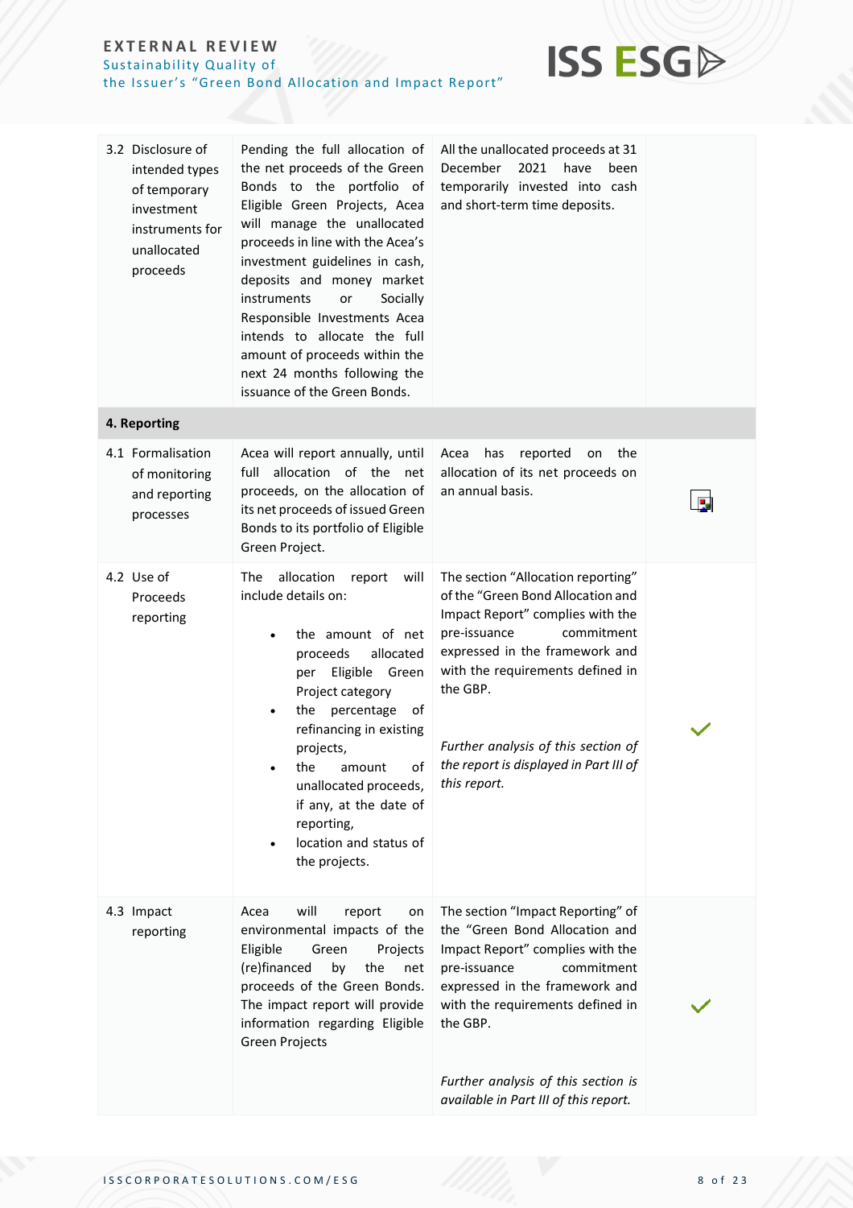| | | | |
|---|---|---|---|
| 3.2 Disclosure of intended types of temporary investment instruments for unallocated proceeds | Pending the full allocation of the net proceeds of the Green Bonds to the portfolio of Eligible Green Projects, Acea will manage the unallocated proceeds in line with the Acea's investment guidelines in cash, deposits and money market instruments or Socially Responsible Investments Acea intends to allocate the full amount of proceeds within the next 24 months following the issuance of the Green Bonds. | All the unallocated proceeds at 31 December 2021 have been temporarily invested into cash and short-term time deposits. | |
| **4. Reporting** | | | |
| 4.1 Formalisation of monitoring and reporting processes | Acea will report annually, until full allocation of the net proceeds, on the allocation of its net proceeds of issued Green Bonds to its portfolio of Eligible Green Project. | Acea has reported on the allocation of its net proceeds on an annual basis. | |
| 4.2 Use of Proceeds reporting | The allocation report will include details on:<br>• the amount of net proceeds allocated per Eligible Green Project category<br>• the percentage of refinancing in existing projects,<br>• the amount of unallocated proceeds, if any, at the date of reporting,<br>• location and status of the projects. | The section "Allocation reporting" of the "Green Bond Allocation and Impact Report" complies with the pre-issuance commitment expressed in the framework and with the requirements defined in the GBP.<br><br>*Further analysis of this section of the report is displayed in Part III of this report.* | ✓ |
| 4.3 Impact reporting | Acea will report on environmental impacts of the Eligible Green Projects (re)financed by the net proceeds of the Green Bonds. The impact report will provide information regarding Eligible Green Projects | The section "Impact Reporting" of the "Green Bond Allocation and Impact Report" complies with the pre-issuance commitment expressed in the framework and with the requirements defined in the GBP.<br><br>*Further analysis of this section is available in Part III of this report.* | ✓ |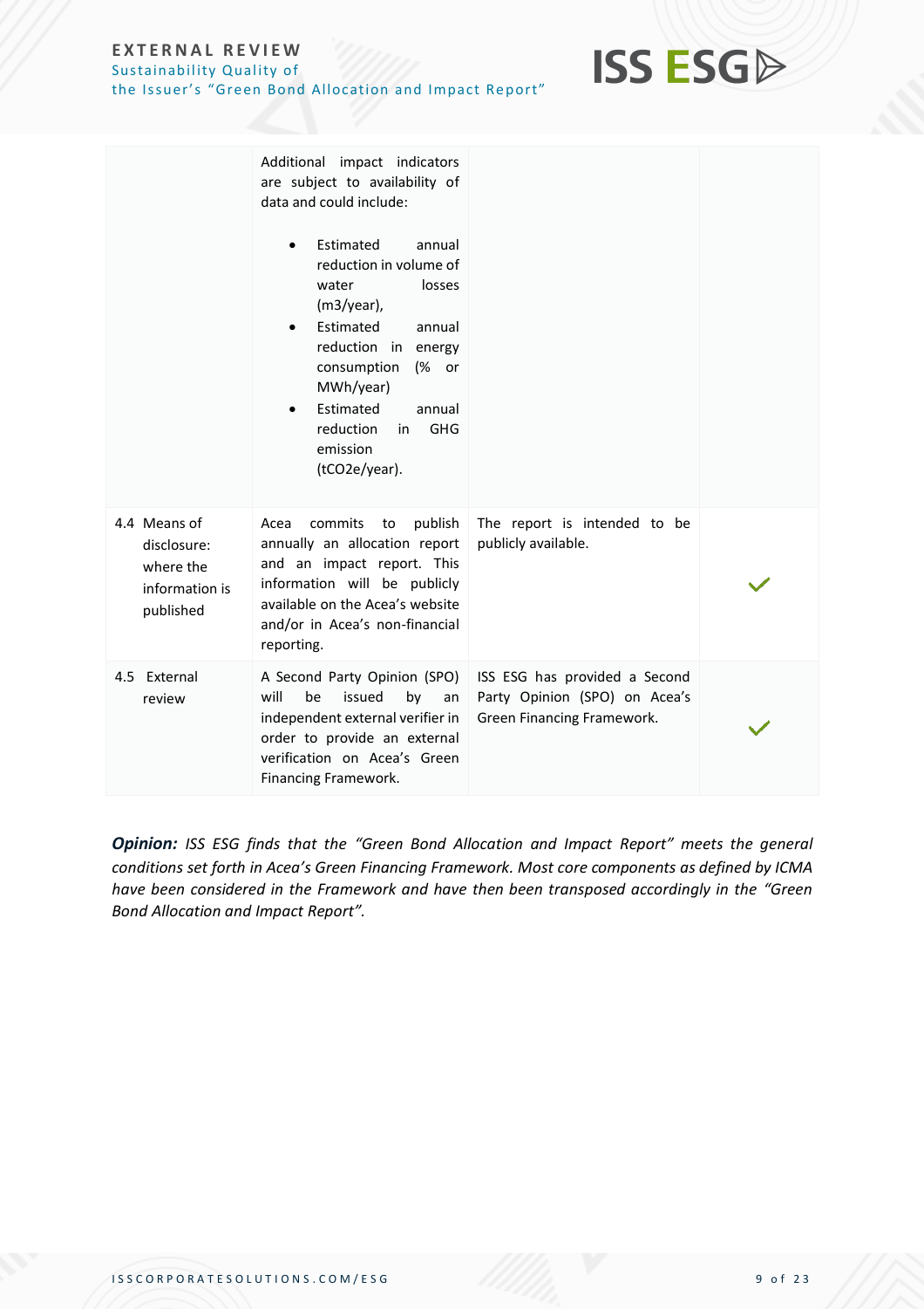| | | | |
|---|---|---|---|
| | Additional impact indicators are subject to availability of data and could include:<br><br>• Estimated annual reduction in volume of water losses (m3/year),<br>• Estimated annual reduction in energy consumption (% or MWh/year)<br>• Estimated annual reduction in GHG emission (tCO2e/year). | | |
| 4.4 Means of disclosure: where the information is published | Acea commits to publish annually an allocation report and an impact report. This information will be publicly available on the Acea's website and/or in Acea's non-financial reporting. | The report is intended to be publicly available. | ✓ |
| 4.5 External review | A Second Party Opinion (SPO) will be issued by an independent external verifier in order to provide an external verification on Acea's Green Financing Framework. | ISS ESG has provided a Second Party Opinion (SPO) on Acea's Green Financing Framework. | ✓ |

***Opinion:*** *ISS ESG finds that the "Green Bond Allocation and Impact Report" meets the general conditions set forth in Acea's Green Financing Framework. Most core components as defined by ICMA have been considered in the Framework and have then been transposed accordingly in the "Green Bond Allocation and Impact Report".*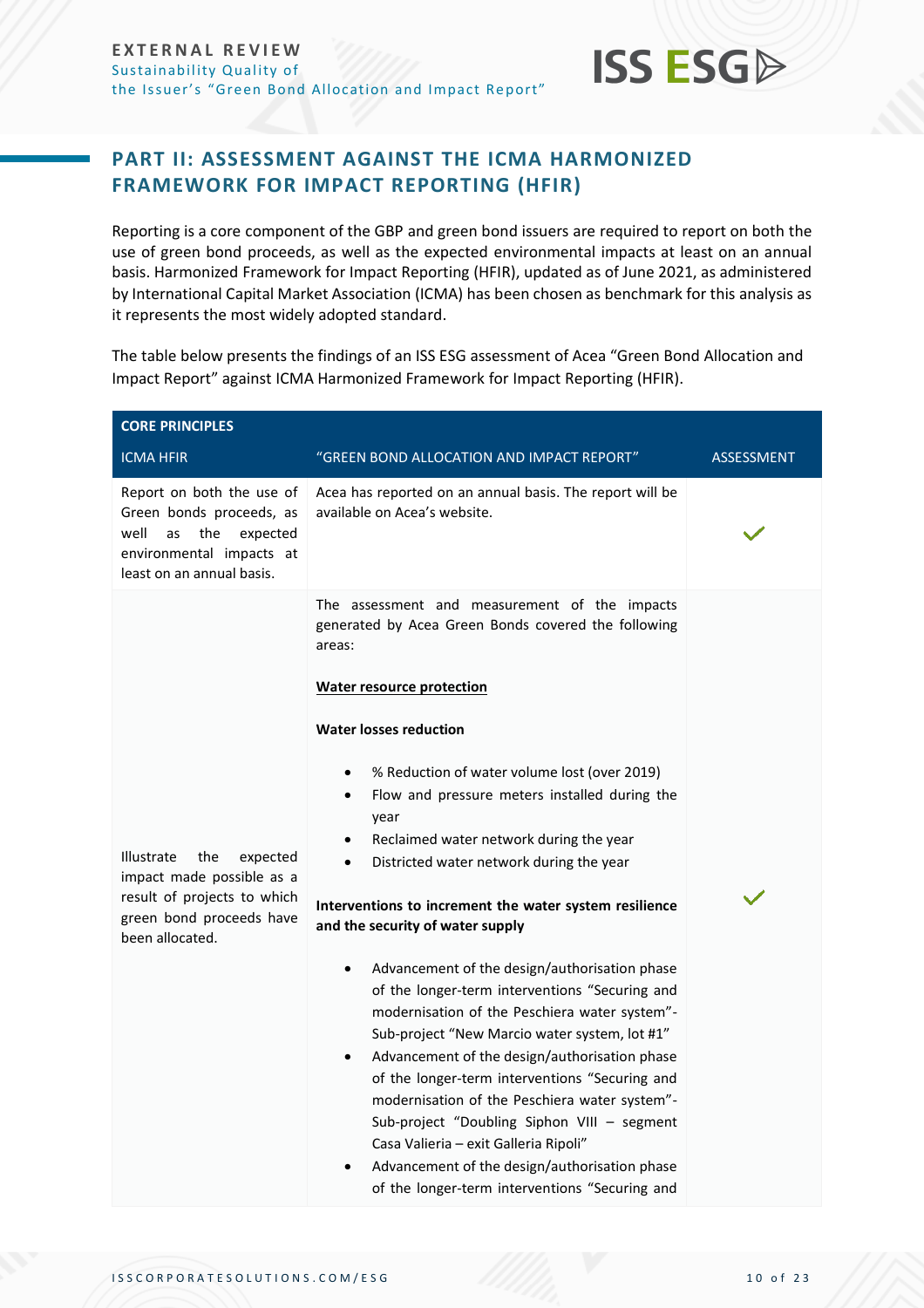## PART II: ASSESSMENT AGAINST THE ICMA HARMONIZED FRAMEWORK FOR IMPACT REPORTING (HFIR)

Reporting is a core component of the GBP and green bond issuers are required to report on both the use of green bond proceeds, as well as the expected environmental impacts at least on an annual basis. Harmonized Framework for Impact Reporting (HFIR), updated as of June 2021, as administered by International Capital Market Association (ICMA) has been chosen as benchmark for this analysis as it represents the most widely adopted standard.

The table below presents the findings of an ISS ESG assessment of Acea "Green Bond Allocation and Impact Report" against ICMA Harmonized Framework for Impact Reporting (HFIR).

| **CORE PRINCIPLES** | | |
|---|---|---|
| ICMA HFIR | "GREEN BOND ALLOCATION AND IMPACT REPORT" | ASSESSMENT |
| Report on both the use of Green bonds proceeds, as well as the expected environmental impacts at least on an annual basis. | Acea has reported on an annual basis. The report will be available on Acea's website. | ✓ |
| Illustrate the expected impact made possible as a result of projects to which green bond proceeds have been allocated. | The assessment and measurement of the impacts generated by Acea Green Bonds covered the following areas:<br><br>**Water resource protection**<br><br>**Water losses reduction**<br><br>• % Reduction of water volume lost (over 2019)<br>• Flow and pressure meters installed during the year<br>• Reclaimed water network during the year<br>• Districted water network during the year<br><br>**Interventions to increment the water system resilience and the security of water supply**<br><br>• Advancement of the design/authorisation phase of the longer-term interventions "Securing and modernisation of the Peschiera water system"- Sub-project "New Marcio water system, lot #1"<br>• Advancement of the design/authorisation phase of the longer-term interventions "Securing and modernisation of the Peschiera water system"- Sub-project "Doubling Siphon VIII – segment Casa Valieria – exit Galleria Ripoli"<br>• Advancement of the design/authorisation phase of the longer-term interventions "Securing and | ✓ |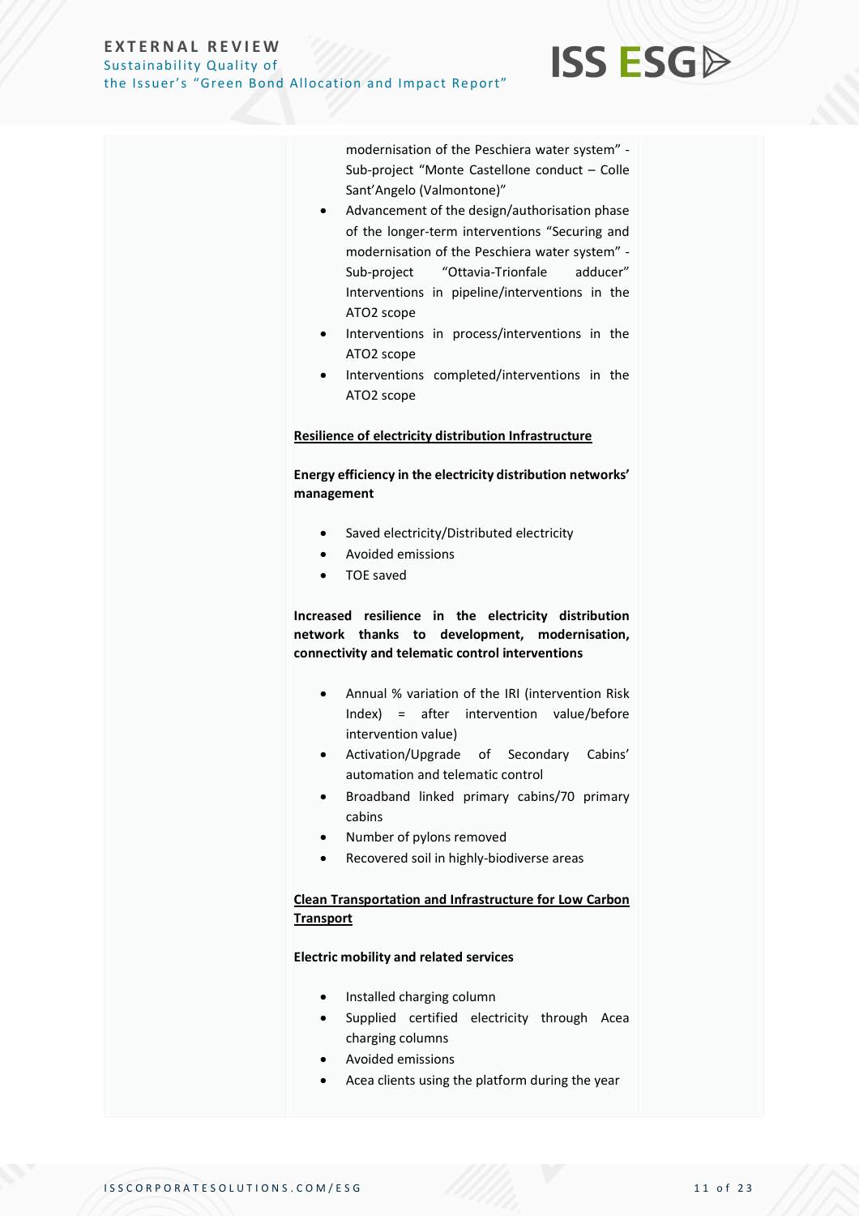modernisation of the Peschiera water system" - Sub-project "Monte Castellone conduct – Colle Sant'Angelo (Valmontone)"

- Advancement of the design/authorisation phase of the longer-term interventions "Securing and modernisation of the Peschiera water system" - Sub-project "Ottavia-Trionfale adducer" Interventions in pipeline/interventions in the ATO2 scope
- Interventions in process/interventions in the ATO2 scope
- Interventions completed/interventions in the ATO2 scope

<u>**Resilience of electricity distribution Infrastructure**</u>

**Energy efficiency in the electricity distribution networks' management**

- Saved electricity/Distributed electricity
- Avoided emissions
- TOE saved

**Increased resilience in the electricity distribution network thanks to development, modernisation, connectivity and telematic control interventions**

- Annual % variation of the IRI (intervention Risk Index) = after intervention value/before intervention value)
- Activation/Upgrade of Secondary Cabins' automation and telematic control
- Broadband linked primary cabins/70 primary cabins
- Number of pylons removed
- Recovered soil in highly-biodiverse areas

<u>**Clean Transportation and Infrastructure for Low Carbon Transport**</u>

**Electric mobility and related services**

- Installed charging column
- Supplied certified electricity through Acea charging columns
- Avoided emissions
- Acea clients using the platform during the year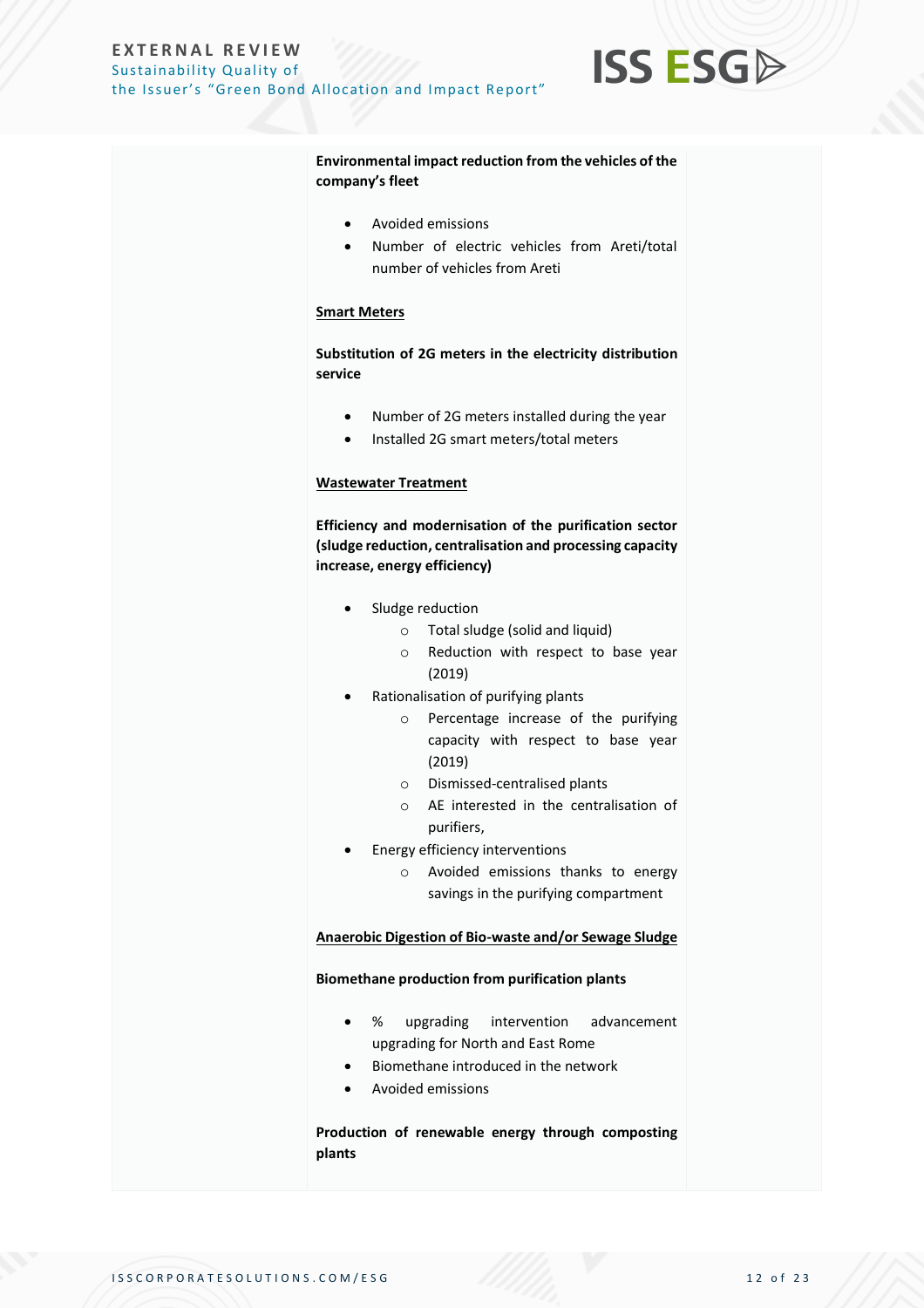**Environmental impact reduction from the vehicles of the company's fleet**

- Avoided emissions
- Number of electric vehicles from Areti/total number of vehicles from Areti

<u>**Smart Meters**</u>

**Substitution of 2G meters in the electricity distribution service**

- Number of 2G meters installed during the year
- Installed 2G smart meters/total meters

<u>**Wastewater Treatment**</u>

**Efficiency and modernisation of the purification sector (sludge reduction, centralisation and processing capacity increase, energy efficiency)**

- Sludge reduction
    - Total sludge (solid and liquid)
    - Reduction with respect to base year (2019)
- Rationalisation of purifying plants
    - Percentage increase of the purifying capacity with respect to base year (2019)
    - Dismissed-centralised plants
    - AE interested in the centralisation of purifiers,
- Energy efficiency interventions
    - Avoided emissions thanks to energy savings in the purifying compartment

<u>**Anaerobic Digestion of Bio-waste and/or Sewage Sludge**</u>

**Biomethane production from purification plants**

- % upgrading intervention advancement upgrading for North and East Rome
- Biomethane introduced in the network
- Avoided emissions

**Production of renewable energy through composting plants**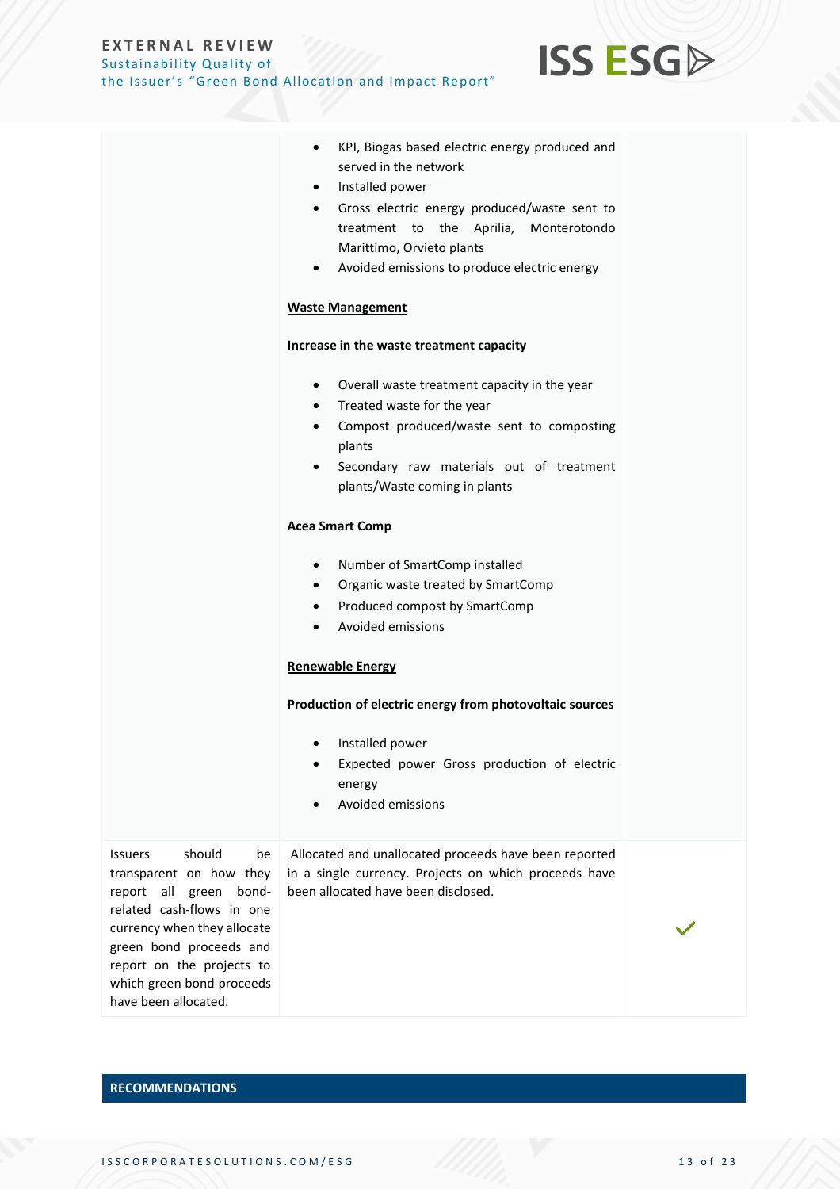| | | |
|---|---|---|
| | • KPI, Biogas based electric energy produced and served in the network<br>• Installed power<br>• Gross electric energy produced/waste sent to treatment to the Aprilia, Monterotondo Marittimo, Orvieto plants<br>• Avoided emissions to produce electric energy<br><br>**<u>Waste Management</u>**<br><br>**Increase in the waste treatment capacity**<br><br>• Overall waste treatment capacity in the year<br>• Treated waste for the year<br>• Compost produced/waste sent to composting plants<br>• Secondary raw materials out of treatment plants/Waste coming in plants<br><br>**Acea Smart Comp**<br><br>• Number of SmartComp installed<br>• Organic waste treated by SmartComp<br>• Produced compost by SmartComp<br>• Avoided emissions<br><br>**<u>Renewable Energy</u>**<br><br>**Production of electric energy from photovoltaic sources**<br><br>• Installed power<br>• Expected power Gross production of electric energy<br>• Avoided emissions | |
| Issuers should be transparent on how they report all green bond-related cash-flows in one currency when they allocate green bond proceeds and report on the projects to which green bond proceeds have been allocated. | Allocated and unallocated proceeds have been reported in a single currency. Projects on which proceeds have been allocated have been disclosed. | ✓ |

## RECOMMENDATIONS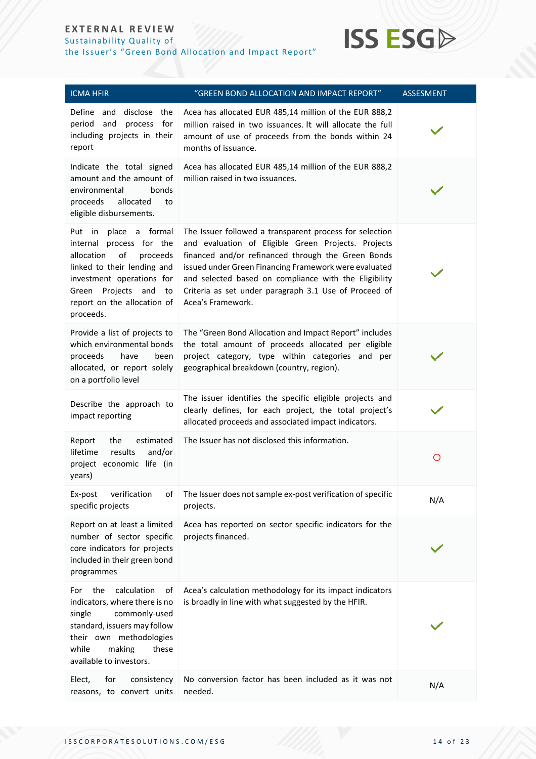| ICMA HFIR | "GREEN BOND ALLOCATION AND IMPACT REPORT" | ASSESMENT |
|---|---|---|
| Define and disclose the period and process for including projects in their report | Acea has allocated EUR 485,14 million of the EUR 888,2 million raised in two issuances. It will allocate the full amount of use of proceeds from the bonds within 24 months of issuance. | ✓ |
| Indicate the total signed amount and the amount of environmental bonds proceeds allocated to eligible disbursements. | Acea has allocated EUR 485,14 million of the EUR 888,2 million raised in two issuances. | ✓ |
| Put in place a formal internal process for the allocation of proceeds linked to their lending and investment operations for Green Projects and to report on the allocation of proceeds. | The Issuer followed a transparent process for selection and evaluation of Eligible Green Projects. Projects financed and/or refinanced through the Green Bonds issued under Green Financing Framework were evaluated and selected based on compliance with the Eligibility Criteria as set under paragraph 3.1 Use of Proceed of Acea's Framework. | ✓ |
| Provide a list of projects to which environmental bonds proceeds have been allocated, or report solely on a portfolio level | The "Green Bond Allocation and Impact Report" includes the total amount of proceeds allocated per eligible project category, type within categories and per geographical breakdown (country, region). | ✓ |
| Describe the approach to impact reporting | The issuer identifies the specific eligible projects and clearly defines, for each project, the total project's allocated proceeds and associated impact indicators. | ✓ |
| Report the estimated lifetime results and/or project economic life (in years) | The Issuer has not disclosed this information. | ○ |
| Ex-post verification of specific projects | The Issuer does not sample ex-post verification of specific projects. | N/A |
| Report on at least a limited number of sector specific core indicators for projects included in their green bond programmes | Acea has reported on sector specific indicators for the projects financed. | ✓ |
| For the calculation of indicators, where there is no single commonly-used standard, issuers may follow their own methodologies while making these available to investors. | Acea's calculation methodology for its impact indicators is broadly in line with what suggested by the HFIR. | ✓ |
| Elect, for consistency reasons, to convert units | No conversion factor has been included as it was not needed. | N/A |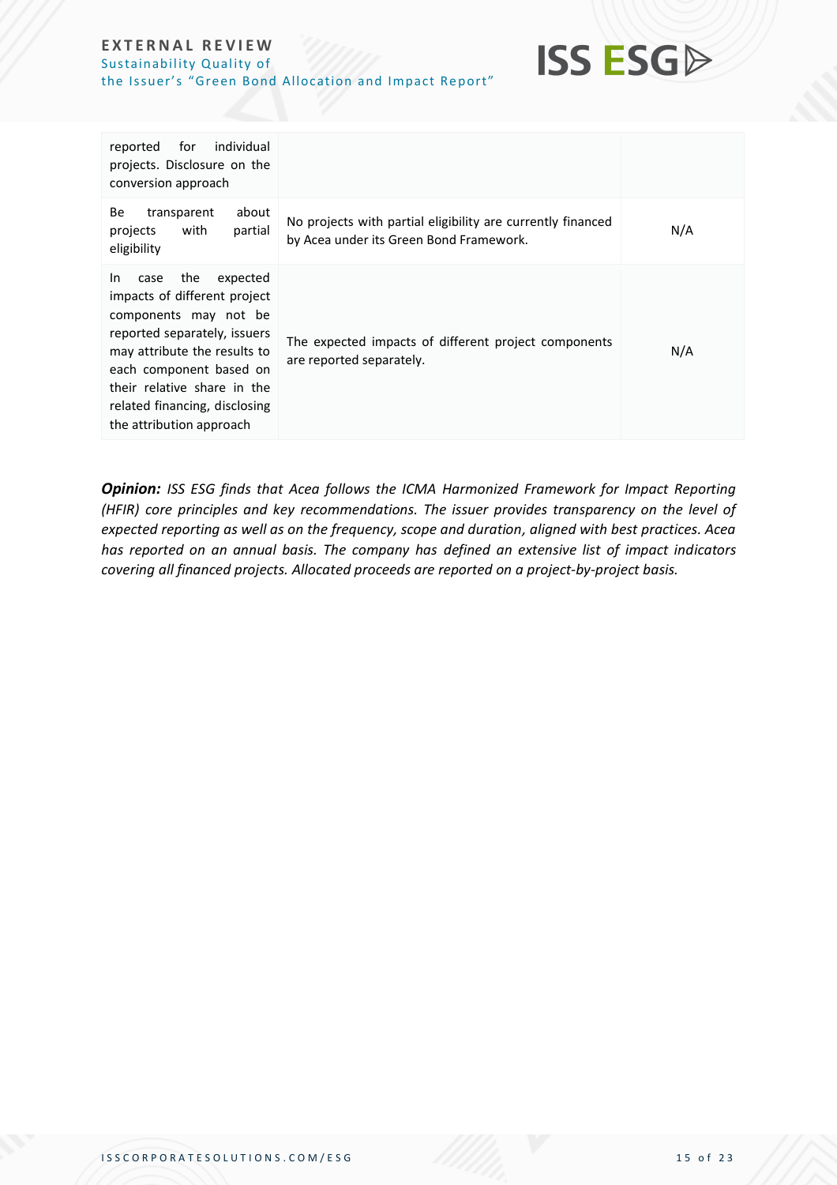| | | |
|---|---|---|
| reported for individual projects. Disclosure on the conversion approach | | |
| Be transparent about projects with partial eligibility | No projects with partial eligibility are currently financed by Acea under its Green Bond Framework. | N/A |
| In case the expected impacts of different project components may not be reported separately, issuers may attribute the results to each component based on their relative share in the related financing, disclosing the attribution approach | The expected impacts of different project components are reported separately. | N/A |

***Opinion:*** *ISS ESG finds that Acea follows the ICMA Harmonized Framework for Impact Reporting (HFIR) core principles and key recommendations. The issuer provides transparency on the level of expected reporting as well as on the frequency, scope and duration, aligned with best practices. Acea has reported on an annual basis. The company has defined an extensive list of impact indicators covering all financed projects. Allocated proceeds are reported on a project-by-project basis.*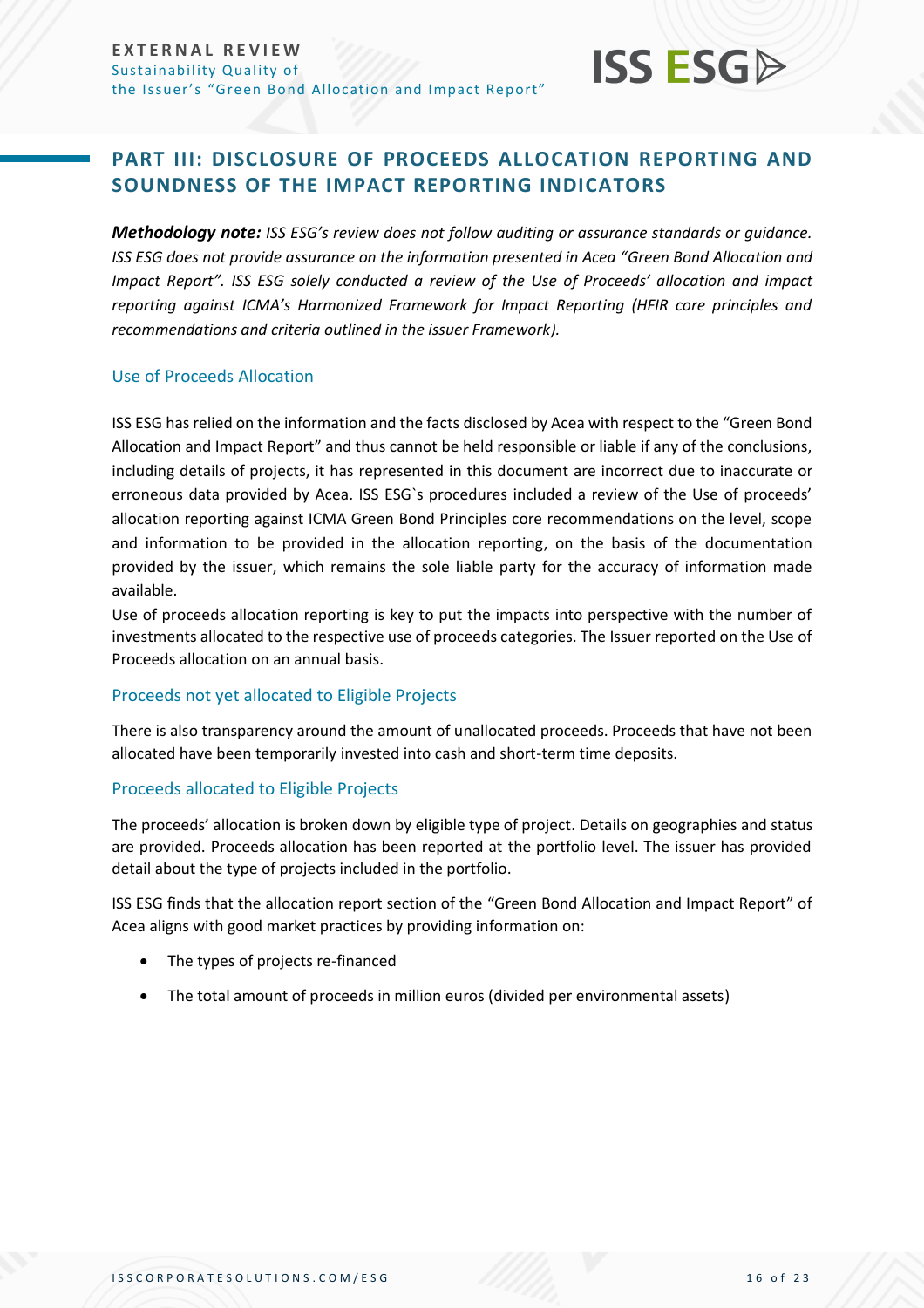## PART III: DISCLOSURE OF PROCEEDS ALLOCATION REPORTING AND SOUNDNESS OF THE IMPACT REPORTING INDICATORS

***Methodology note:*** *ISS ESG's review does not follow auditing or assurance standards or guidance. ISS ESG does not provide assurance on the information presented in Acea "Green Bond Allocation and Impact Report". ISS ESG solely conducted a review of the Use of Proceeds' allocation and impact reporting against ICMA's Harmonized Framework for Impact Reporting (HFIR core principles and recommendations and criteria outlined in the issuer Framework).*

### Use of Proceeds Allocation

ISS ESG has relied on the information and the facts disclosed by Acea with respect to the "Green Bond Allocation and Impact Report" and thus cannot be held responsible or liable if any of the conclusions, including details of projects, it has represented in this document are incorrect due to inaccurate or erroneous data provided by Acea. ISS ESG`s procedures included a review of the Use of proceeds' allocation reporting against ICMA Green Bond Principles core recommendations on the level, scope and information to be provided in the allocation reporting, on the basis of the documentation provided by the issuer, which remains the sole liable party for the accuracy of information made available.

Use of proceeds allocation reporting is key to put the impacts into perspective with the number of investments allocated to the respective use of proceeds categories. The Issuer reported on the Use of Proceeds allocation on an annual basis.

### Proceeds not yet allocated to Eligible Projects

There is also transparency around the amount of unallocated proceeds. Proceeds that have not been allocated have been temporarily invested into cash and short-term time deposits.

### Proceeds allocated to Eligible Projects

The proceeds' allocation is broken down by eligible type of project. Details on geographies and status are provided. Proceeds allocation has been reported at the portfolio level. The issuer has provided detail about the type of projects included in the portfolio.

ISS ESG finds that the allocation report section of the "Green Bond Allocation and Impact Report" of Acea aligns with good market practices by providing information on:

- The types of projects re-financed
- The total amount of proceeds in million euros (divided per environmental assets)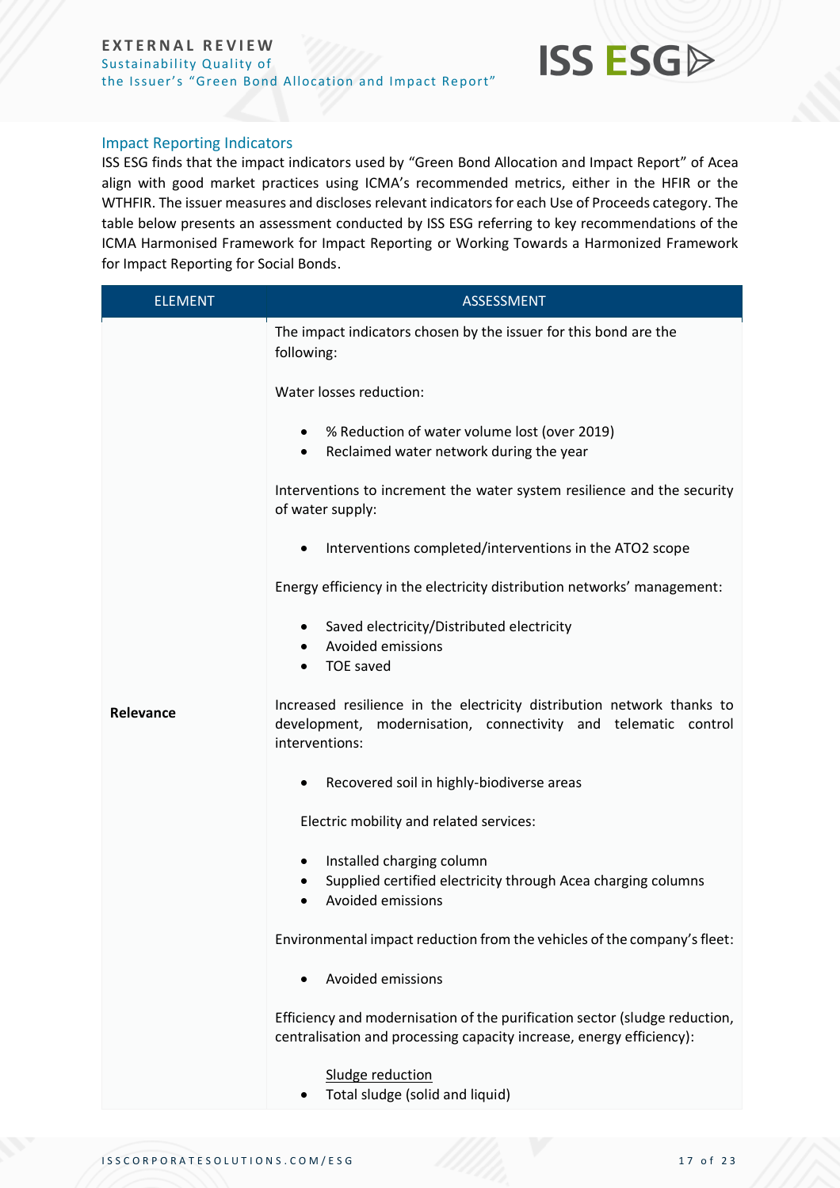## Impact Reporting Indicators

ISS ESG finds that the impact indicators used by "Green Bond Allocation and Impact Report" of Acea align with good market practices using ICMA's recommended metrics, either in the HFIR or the WTHFIR. The issuer measures and discloses relevant indicators for each Use of Proceeds category. The table below presents an assessment conducted by ISS ESG referring to key recommendations of the ICMA Harmonised Framework for Impact Reporting or Working Towards a Harmonized Framework for Impact Reporting for Social Bonds.

| ELEMENT | ASSESSMENT |
|---|---|
| **Relevance** | The impact indicators chosen by the issuer for this bond are the following:<br><br>Water losses reduction:<br><br>• % Reduction of water volume lost (over 2019)<br>• Reclaimed water network during the year<br><br>Interventions to increment the water system resilience and the security of water supply:<br><br>• Interventions completed/interventions in the ATO2 scope<br><br>Energy efficiency in the electricity distribution networks' management:<br><br>• Saved electricity/Distributed electricity<br>• Avoided emissions<br>• TOE saved<br><br>Increased resilience in the electricity distribution network thanks to development, modernisation, connectivity and telematic control interventions:<br><br>• Recovered soil in highly-biodiverse areas<br><br>Electric mobility and related services:<br><br>• Installed charging column<br>• Supplied certified electricity through Acea charging columns<br>• Avoided emissions<br><br>Environmental impact reduction from the vehicles of the company's fleet:<br><br>• Avoided emissions<br><br>Efficiency and modernisation of the purification sector (sludge reduction, centralisation and processing capacity increase, energy efficiency):<br><br>Sludge reduction<br>• Total sludge (solid and liquid) |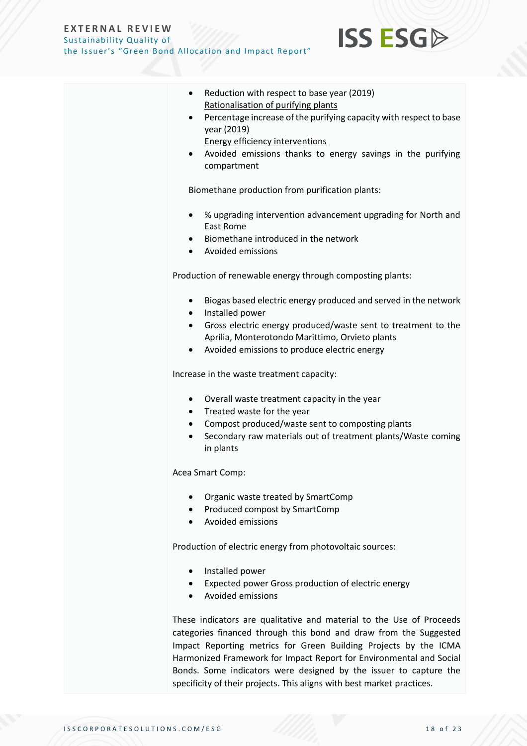| | - Reduction with respect to base year (2019)<br>Rationalisation of purifying plants<br>- Percentage increase of the purifying capacity with respect to base year (2019)<br>Energy efficiency interventions<br>- Avoided emissions thanks to energy savings in the purifying compartment<br><br>Biomethane production from purification plants:<br>- % upgrading intervention advancement upgrading for North and East Rome<br>- Biomethane introduced in the network<br>- Avoided emissions<br><br>Production of renewable energy through composting plants:<br>- Biogas based electric energy produced and served in the network<br>- Installed power<br>- Gross electric energy produced/waste sent to treatment to the Aprilia, Monterotondo Marittimo, Orvieto plants<br>- Avoided emissions to produce electric energy<br><br>Increase in the waste treatment capacity:<br>- Overall waste treatment capacity in the year<br>- Treated waste for the year<br>- Compost produced/waste sent to composting plants<br>- Secondary raw materials out of treatment plants/Waste coming in plants<br><br>Acea Smart Comp:<br>- Organic waste treated by SmartComp<br>- Produced compost by SmartComp<br>- Avoided emissions<br><br>Production of electric energy from photovoltaic sources:<br>- Installed power<br>- Expected power Gross production of electric energy<br>- Avoided emissions<br><br>These indicators are qualitative and material to the Use of Proceeds categories financed through this bond and draw from the Suggested Impact Reporting metrics for Green Building Projects by the ICMA Harmonized Framework for Impact Report for Environmental and Social Bonds. Some indicators were designed by the issuer to capture the specificity of their projects. This aligns with best market practices. |
|---|---|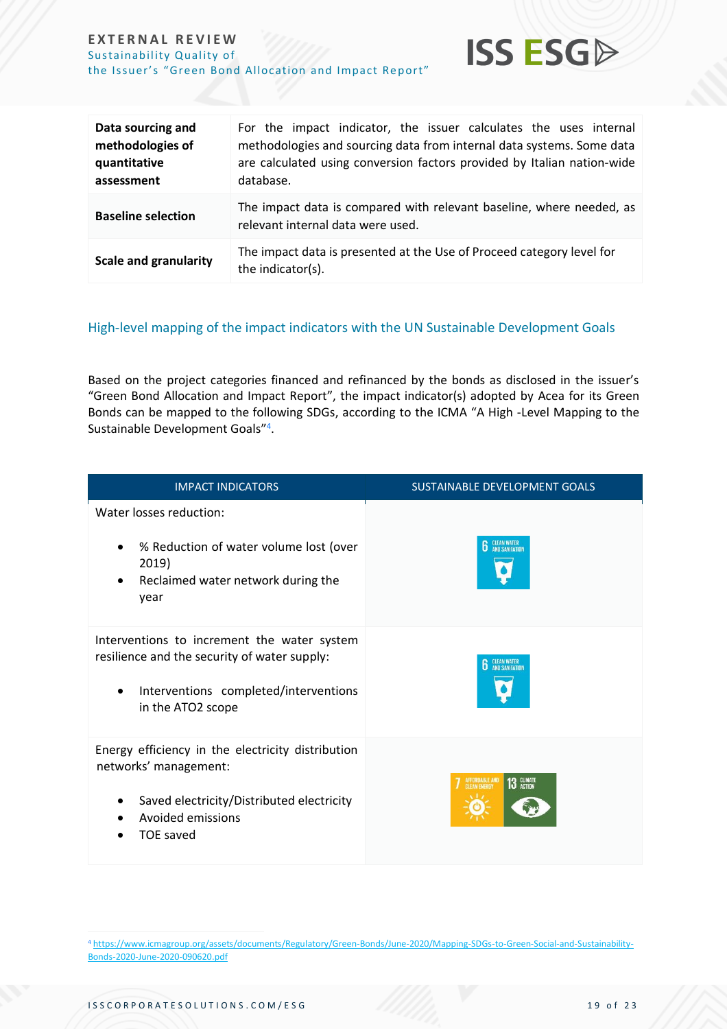| | |
|---|---|
| **Data sourcing and methodologies of quantitative assessment** | For the impact indicator, the issuer calculates the uses internal methodologies and sourcing data from internal data systems. Some data are calculated using conversion factors provided by Italian nation-wide database. |
| **Baseline selection** | The impact data is compared with relevant baseline, where needed, as relevant internal data were used. |
| **Scale and granularity** | The impact data is presented at the Use of Proceed category level for the indicator(s). |

## High-level mapping of the impact indicators with the UN Sustainable Development Goals

Based on the project categories financed and refinanced by the bonds as disclosed in the issuer's "Green Bond Allocation and Impact Report", the impact indicator(s) adopted by Acea for its Green Bonds can be mapped to the following SDGs, according to the ICMA "A High -Level Mapping to the Sustainable Development Goals"[4].

| IMPACT INDICATORS | SUSTAINABLE DEVELOPMENT GOALS |
|---|---|
| Water losses reduction:<br>• % Reduction of water volume lost (over 2019)<br>• Reclaimed water network during the year | 6 CLEAN WATER AND SANITATION |
| Interventions to increment the water system resilience and the security of water supply:<br>• Interventions completed/interventions in the ATO2 scope | 6 CLEAN WATER AND SANITATION |
| Energy efficiency in the electricity distribution networks' management:<br>• Saved electricity/Distributed electricity<br>• Avoided emissions<br>• TOE saved | 7 AFFORDABLE AND CLEAN ENERGY<br>13 CLIMATE ACTION |

[4] https://www.icmagroup.org/assets/documents/Regulatory/Green-Bonds/June-2020/Mapping-SDGs-to-Green-Social-and-Sustainability-Bonds-2020-June-2020-090620.pdf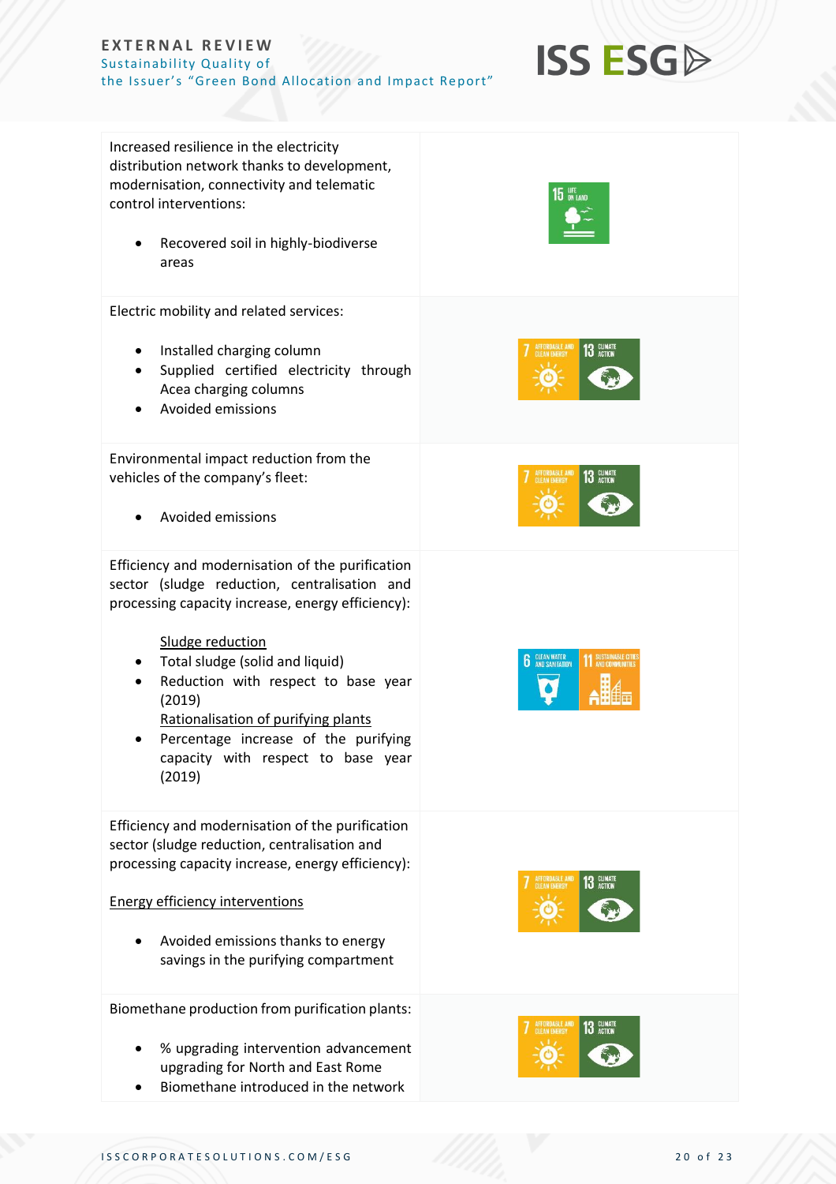| | |
|---|---|
| Increased resilience in the electricity distribution network thanks to development, modernisation, connectivity and telematic control interventions:<br><br>• Recovered soil in highly-biodiverse areas | 15 LIFE ON LAND |
| Electric mobility and related services:<br><br>• Installed charging column<br>• Supplied certified electricity through Acea charging columns<br>• Avoided emissions | 7 AFFORDABLE AND CLEAN ENERGY; 13 CLIMATE ACTION |
| Environmental impact reduction from the vehicles of the company's fleet:<br><br>• Avoided emissions | 7 AFFORDABLE AND CLEAN ENERGY; 13 CLIMATE ACTION |
| Efficiency and modernisation of the purification sector (sludge reduction, centralisation and processing capacity increase, energy efficiency):<br><br>Sludge reduction<br>• Total sludge (solid and liquid)<br>• Reduction with respect to base year (2019)<br>Rationalisation of purifying plants<br>• Percentage increase of the purifying capacity with respect to base year (2019) | 6 CLEAN WATER AND SANITATION; 11 SUSTAINABLE CITIES AND COMMUNITIES |
| Efficiency and modernisation of the purification sector (sludge reduction, centralisation and processing capacity increase, energy efficiency):<br><br>Energy efficiency interventions<br><br>• Avoided emissions thanks to energy savings in the purifying compartment | 7 AFFORDABLE AND CLEAN ENERGY; 13 CLIMATE ACTION |
| Biomethane production from purification plants:<br><br>• % upgrading intervention advancement upgrading for North and East Rome<br>• Biomethane introduced in the network | 7 AFFORDABLE AND CLEAN ENERGY; 13 CLIMATE ACTION |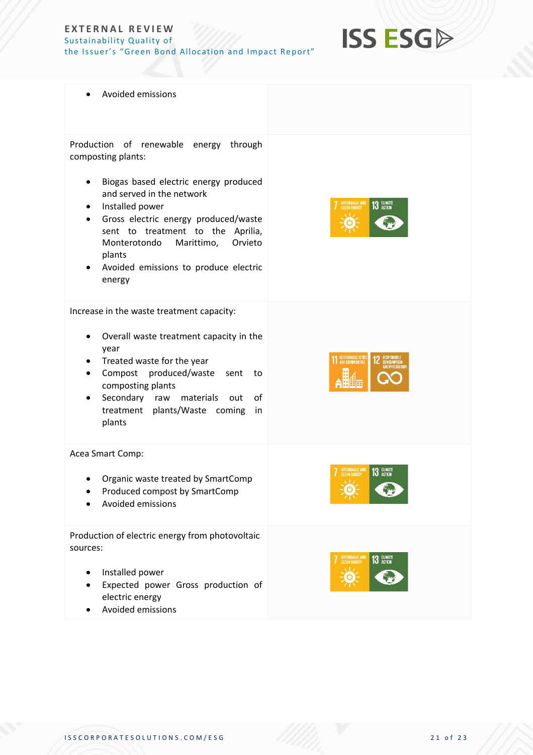| | |
|---|---|
| • Avoided emissions | |
| Production of renewable energy through composting plants:<br><br>• Biogas based electric energy produced and served in the network<br>• Installed power<br>• Gross electric energy produced/waste sent to treatment to the Aprilia, Monterotondo Marittimo, Orvieto plants<br>• Avoided emissions to produce electric energy | 7 AFFORDABLE AND CLEAN ENERGY; 13 CLIMATE ACTION |
| Increase in the waste treatment capacity:<br><br>• Overall waste treatment capacity in the year<br>• Treated waste for the year<br>• Compost produced/waste sent to composting plants<br>• Secondary raw materials out of treatment plants/Waste coming in plants | 11 SUSTAINABLE CITIES AND COMMUNITIES; 12 RESPONSIBLE CONSUMPTION AND PRODUCTION |
| Acea Smart Comp:<br><br>• Organic waste treated by SmartComp<br>• Produced compost by SmartComp<br>• Avoided emissions | 7 AFFORDABLE AND CLEAN ENERGY; 13 CLIMATE ACTION |
| Production of electric energy from photovoltaic sources:<br><br>• Installed power<br>• Expected power Gross production of electric energy<br>• Avoided emissions | 7 AFFORDABLE AND CLEAN ENERGY; 13 CLIMATE ACTION |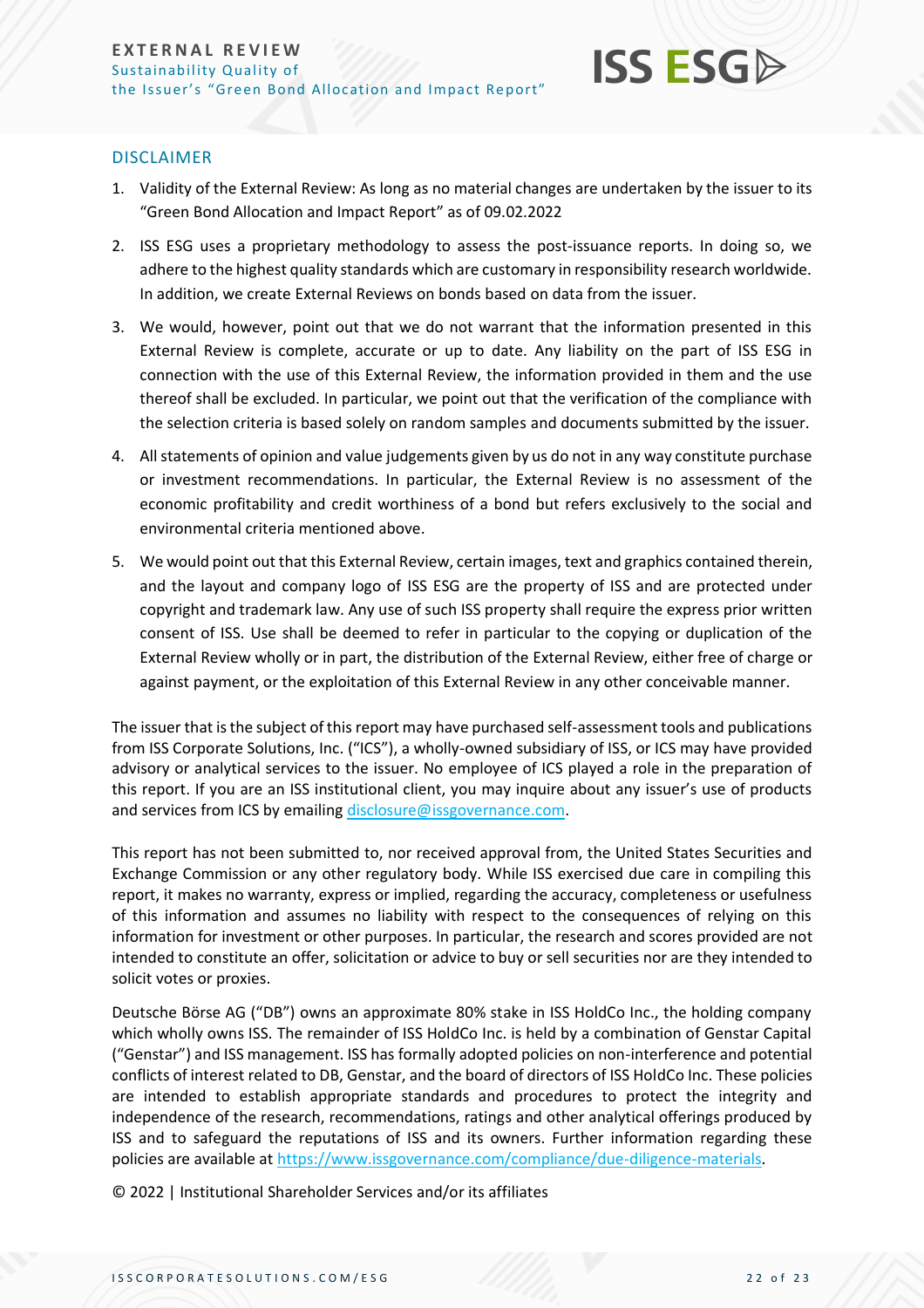## DISCLAIMER

1. Validity of the External Review: As long as no material changes are undertaken by the issuer to its "Green Bond Allocation and Impact Report" as of 09.02.2022
2. ISS ESG uses a proprietary methodology to assess the post-issuance reports. In doing so, we adhere to the highest quality standards which are customary in responsibility research worldwide. In addition, we create External Reviews on bonds based on data from the issuer.
3. We would, however, point out that we do not warrant that the information presented in this External Review is complete, accurate or up to date. Any liability on the part of ISS ESG in connection with the use of this External Review, the information provided in them and the use thereof shall be excluded. In particular, we point out that the verification of the compliance with the selection criteria is based solely on random samples and documents submitted by the issuer.
4. All statements of opinion and value judgements given by us do not in any way constitute purchase or investment recommendations. In particular, the External Review is no assessment of the economic profitability and credit worthiness of a bond but refers exclusively to the social and environmental criteria mentioned above.
5. We would point out that this External Review, certain images, text and graphics contained therein, and the layout and company logo of ISS ESG are the property of ISS and are protected under copyright and trademark law. Any use of such ISS property shall require the express prior written consent of ISS. Use shall be deemed to refer in particular to the copying or duplication of the External Review wholly or in part, the distribution of the External Review, either free of charge or against payment, or the exploitation of this External Review in any other conceivable manner.

The issuer that is the subject of this report may have purchased self-assessment tools and publications from ISS Corporate Solutions, Inc. ("ICS"), a wholly-owned subsidiary of ISS, or ICS may have provided advisory or analytical services to the issuer. No employee of ICS played a role in the preparation of this report. If you are an ISS institutional client, you may inquire about any issuer's use of products and services from ICS by emailing disclosure@issgovernance.com.

This report has not been submitted to, nor received approval from, the United States Securities and Exchange Commission or any other regulatory body. While ISS exercised due care in compiling this report, it makes no warranty, express or implied, regarding the accuracy, completeness or usefulness of this information and assumes no liability with respect to the consequences of relying on this information for investment or other purposes. In particular, the research and scores provided are not intended to constitute an offer, solicitation or advice to buy or sell securities nor are they intended to solicit votes or proxies.

Deutsche Börse AG ("DB") owns an approximate 80% stake in ISS HoldCo Inc., the holding company which wholly owns ISS. The remainder of ISS HoldCo Inc. is held by a combination of Genstar Capital ("Genstar") and ISS management. ISS has formally adopted policies on non-interference and potential conflicts of interest related to DB, Genstar, and the board of directors of ISS HoldCo Inc. These policies are intended to establish appropriate standards and procedures to protect the integrity and independence of the research, recommendations, ratings and other analytical offerings produced by ISS and to safeguard the reputations of ISS and its owners. Further information regarding these policies are available at https://www.issgovernance.com/compliance/due-diligence-materials.

© 2022 | Institutional Shareholder Services and/or its affiliates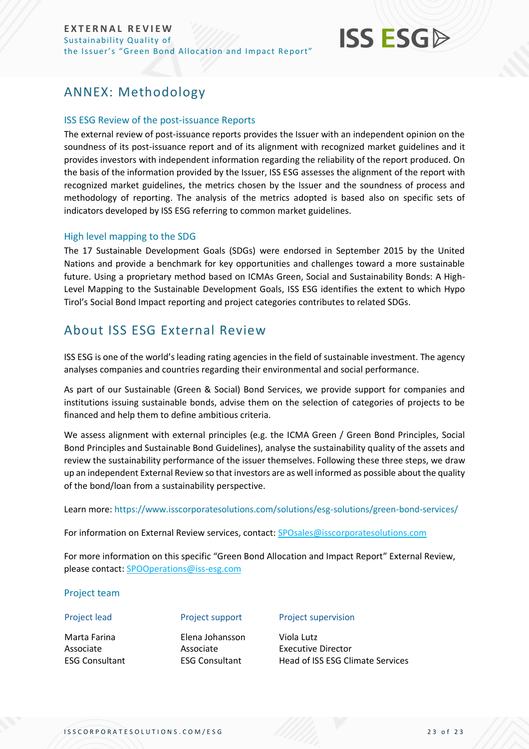# ANNEX: Methodology

### ISS ESG Review of the post-issuance Reports

The external review of post-issuance reports provides the Issuer with an independent opinion on the soundness of its post-issuance report and of its alignment with recognized market guidelines and it provides investors with independent information regarding the reliability of the report produced. On the basis of the information provided by the Issuer, ISS ESG assesses the alignment of the report with recognized market guidelines, the metrics chosen by the Issuer and the soundness of process and methodology of reporting. The analysis of the metrics adopted is based also on specific sets of indicators developed by ISS ESG referring to common market guidelines.

### High level mapping to the SDG

The 17 Sustainable Development Goals (SDGs) were endorsed in September 2015 by the United Nations and provide a benchmark for key opportunities and challenges toward a more sustainable future. Using a proprietary method based on ICMAs Green, Social and Sustainability Bonds: A High-Level Mapping to the Sustainable Development Goals, ISS ESG identifies the extent to which Hypo Tirol's Social Bond Impact reporting and project categories contributes to related SDGs.

# About ISS ESG External Review

ISS ESG is one of the world's leading rating agencies in the field of sustainable investment. The agency analyses companies and countries regarding their environmental and social performance.

As part of our Sustainable (Green & Social) Bond Services, we provide support for companies and institutions issuing sustainable bonds, advise them on the selection of categories of projects to be financed and help them to define ambitious criteria.

We assess alignment with external principles (e.g. the ICMA Green / Green Bond Principles, Social Bond Principles and Sustainable Bond Guidelines), analyse the sustainability quality of the assets and review the sustainability performance of the issuer themselves. Following these three steps, we draw up an independent External Review so that investors are as well informed as possible about the quality of the bond/loan from a sustainability perspective.

Learn more: https://www.isscorporatesolutions.com/solutions/esg-solutions/green-bond-services/

For information on External Review services, contact: SPOsales@isscorporatesolutions.com

For more information on this specific "Green Bond Allocation and Impact Report" External Review, please contact: SPOOperations@iss-esg.com

### Project team

| Project lead | Project support | Project supervision |
| --- | --- | --- |
| Marta Farina | Elena Johansson | Viola Lutz |
| Associate | Associate | Executive Director |
| ESG Consultant | ESG Consultant | Head of ISS ESG Climate Services |